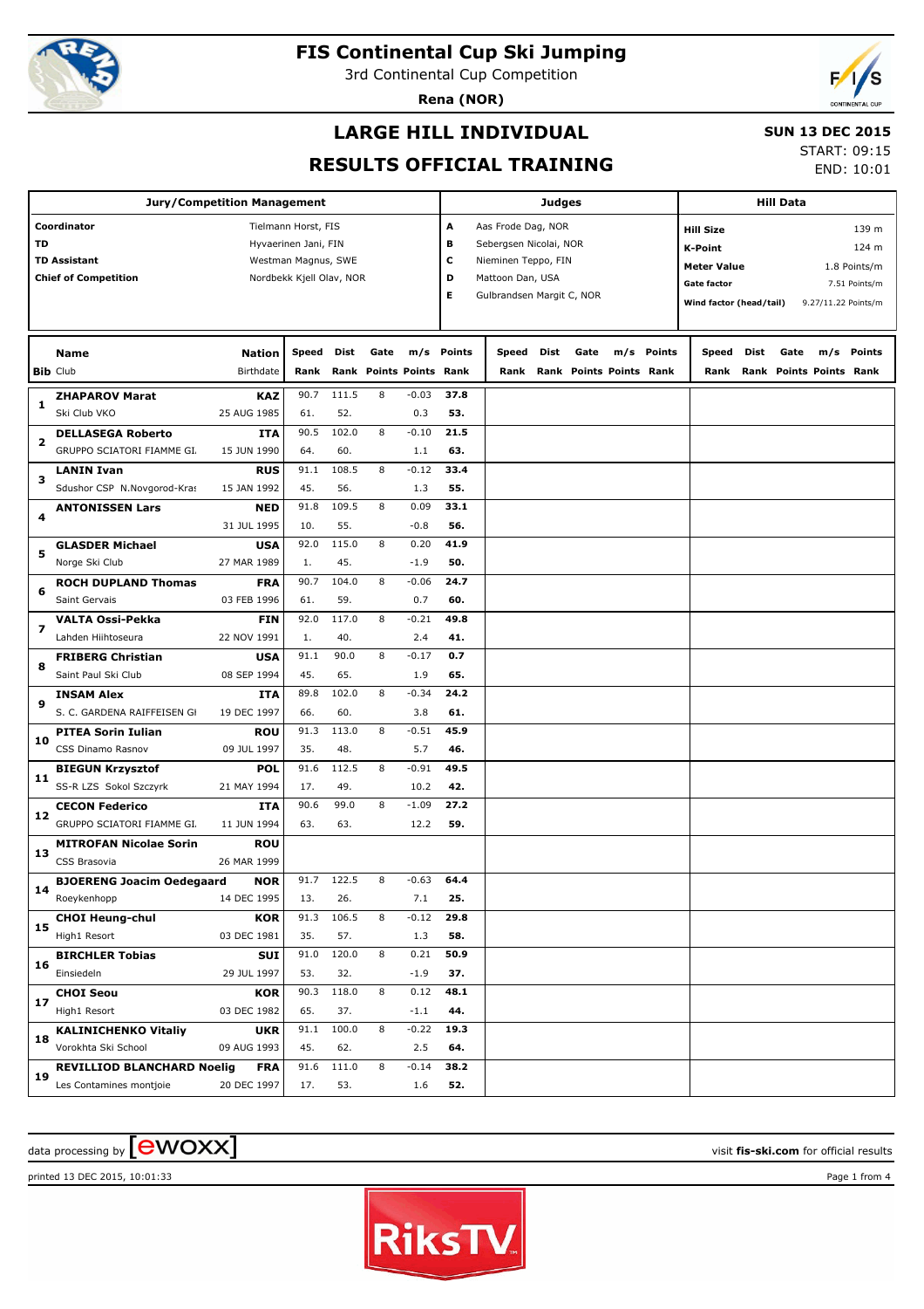# FIS Continental Cup Ski Jumping

3rd Continental Cup Competition

**Rena (NOR)**

## LARGE HILL INDIVIDUAL

## RESULTS OFFICIAL TRAINING

**SUN 13 DEC 2015**
START: 09:15
END: 10:01

| Jury/Competition Management | | Judges | | Hill Data | |
|---|---|---|---|---|---|
| **Coordinator** | Tielmann Horst, FIS | **A** | Aas Frode Dag, NOR | **Hill Size** | 139 m |
| **TD** | Hyvaerinen Jani, FIN | **B** | Sebergsen Nicolai, NOR | **K-Point** | 124 m |
| **TD Assistant** | Westman Magnus, SWE | **C** | Nieminen Teppo, FIN | **Meter Value** | 1.8 Points/m |
| **Chief of Competition** | Nordbekk Kjell Olav, NOR | **D** | Mattoon Dan, USA | **Gate factor** | 7.51 Points/m |
| | | **E** | Gulbrandsen Margit C, NOR | **Wind factor (head/tail)** | 9.27/11.22 Points/m |

| Bib | Name / Club | Nation / Birthdate | Speed / Rank | Dist / Rank | Gate / Points | m/s / Points | Points / Rank |
|---|---|---|---|---|---|---|---|
| 1 | **ZHAPAROV Marat** / Ski Club VKO | **KAZ** / 25 AUG 1985 | 90.7 / 61. | 111.5 / 52. | 8 | -0.03 / 0.3 | **37.8** / **53.** |
| 2 | **DELLASEGA Roberto** / GRUPPO SCIATORI FIAMME GI. | **ITA** / 15 JUN 1990 | 90.5 / 64. | 102.0 / 60. | 8 | -0.10 / 1.1 | **21.5** / **63.** |
| 3 | **LANIN Ivan** / Sdushor CSP N.Novgorod-Kras | **RUS** / 15 JAN 1992 | 91.1 / 45. | 108.5 / 56. | 8 | -0.12 / 1.3 | **33.4** / **55.** |
| 4 | **ANTONISSEN Lars** | **NED** / 31 JUL 1995 | 91.8 / 10. | 109.5 / 55. | 8 | 0.09 / -0.8 | **33.1** / **56.** |
| 5 | **GLASDER Michael** / Norge Ski Club | **USA** / 27 MAR 1989 | 92.0 / 1. | 115.0 / 45. | 8 | 0.20 / -1.9 | **41.9** / **50.** |
| 6 | **ROCH DUPLAND Thomas** / Saint Gervais | **FRA** / 03 FEB 1996 | 90.7 / 61. | 104.0 / 59. | 8 | -0.06 / 0.7 | **24.7** / **60.** |
| 7 | **VALTA Ossi-Pekka** / Lahden Hiihtoseura | **FIN** / 22 NOV 1991 | 92.0 / 1. | 117.0 / 40. | 8 | -0.21 / 2.4 | **49.8** / **41.** |
| 8 | **FRIBERG Christian** / Saint Paul Ski Club | **USA** / 08 SEP 1994 | 91.1 / 45. | 90.0 / 65. | 8 | -0.17 / 1.9 | **0.7** / **65.** |
| 9 | **INSAM Alex** / S. C. GARDENA RAIFFEISEN GI | **ITA** / 19 DEC 1997 | 89.8 / 66. | 102.0 / 60. | 8 | -0.34 / 3.8 | **24.2** / **61.** |
| 10 | **PITEA Sorin Iulian** / CSS Dinamo Rasnov | **ROU** / 09 JUL 1997 | 91.3 / 35. | 113.0 / 48. | 8 | -0.51 / 5.7 | **45.9** / **46.** |
| 11 | **BIEGUN Krzysztof** / SS-R LZS Sokol Szczyrk | **POL** / 21 MAY 1994 | 91.6 / 17. | 112.5 / 49. | 8 | -0.91 / 10.2 | **49.5** / **42.** |
| 12 | **CECON Federico** / GRUPPO SCIATORI FIAMME GI. | **ITA** / 11 JUN 1994 | 90.6 / 63. | 99.0 / 63. | 8 | -1.09 / 12.2 | **27.2** / **59.** |
| 13 | **MITROFAN Nicolae Sorin** / CSS Brasovia | **ROU** / 26 MAR 1999 | | | | | |
| 14 | **BJOERENG Joacim Oedegaard** / Roeykenhopp | **NOR** / 14 DEC 1995 | 91.7 / 13. | 122.5 / 26. | 8 | -0.63 / 7.1 | **64.4** / **25.** |
| 15 | **CHOI Heung-chul** / High1 Resort | **KOR** / 03 DEC 1981 | 91.3 / 35. | 106.5 / 57. | 8 | -0.12 / 1.3 | **29.8** / **58.** |
| 16 | **BIRCHLER Tobias** / Einsiedeln | **SUI** / 29 JUL 1997 | 91.0 / 53. | 120.0 / 32. | 8 | 0.21 / -1.9 | **50.9** / **37.** |
| 17 | **CHOI Seou** / High1 Resort | **KOR** / 03 DEC 1982 | 90.3 / 65. | 118.0 / 37. | 8 | 0.12 / -1.1 | **48.1** / **44.** |
| 18 | **KALINICHENKO Vitaliy** / Vorokhta Ski School | **UKR** / 09 AUG 1993 | 91.1 / 45. | 100.0 / 62. | 8 | -0.22 / 2.5 | **19.3** / **64.** |
| 19 | **REVILLIOD BLANCHARD Noelig** / Les Contamines montjoie | **FRA** / 20 DEC 1997 | 91.6 / 17. | 111.0 / 53. | 8 | -0.14 / 1.6 | **38.2** / **52.** |

data processing by [ewoxx] visit **fis-ski.com** for official results

printed 13 DEC 2015, 10:01:33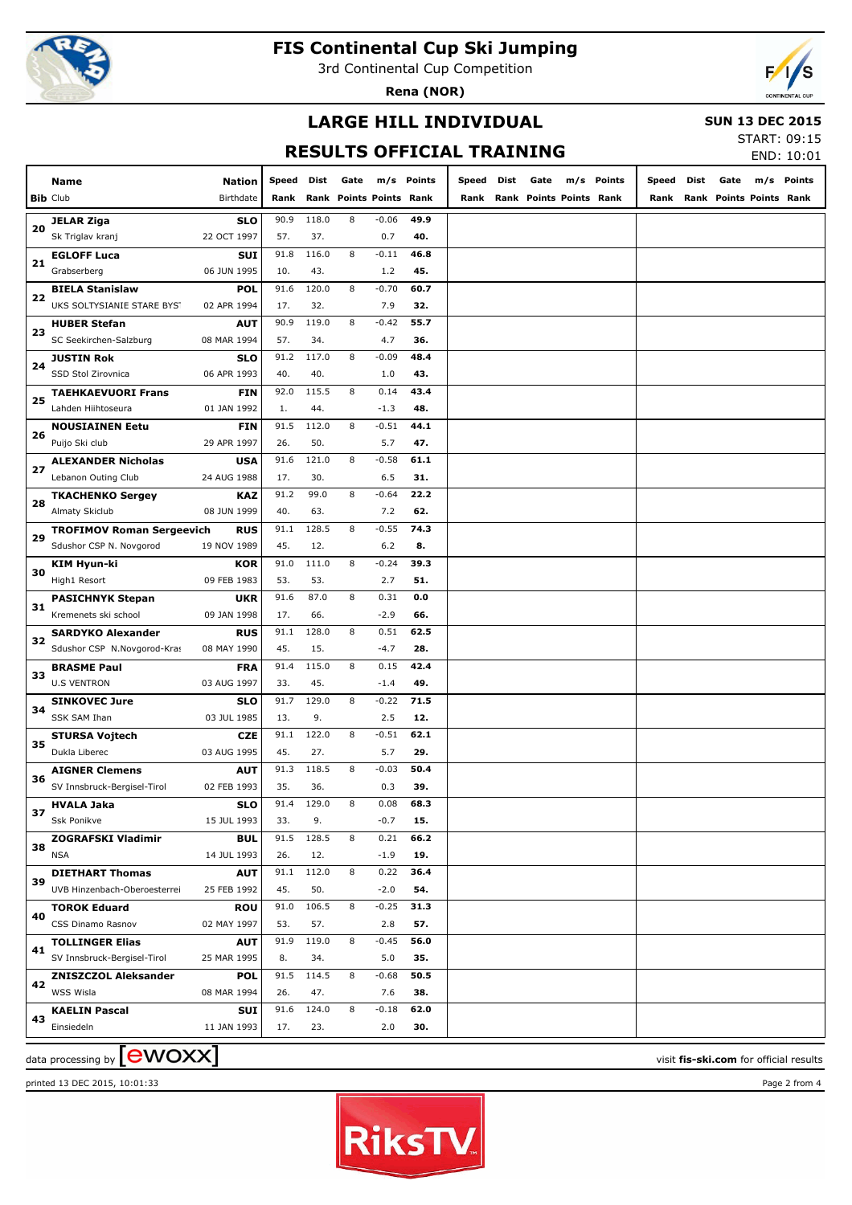# FIS Continental Cup Ski Jumping

3rd Continental Cup Competition

**Rena (NOR)**

## LARGE HILL INDIVIDUAL

**SUN 13 DEC 2015**

## RESULTS OFFICIAL TRAINING

START: 09:15
END: 10:01

| Bib | Name / Club | Nation / Birthdate | Speed / Rank | Dist / Rank | Gate / Points | m/s / Points | Points / Rank | Speed / Rank | Dist / Rank | Gate / Points | m/s / Points | Points / Rank | Speed / Rank | Dist / Rank | Gate / Points | m/s / Points | Points / Rank |
|---|---|---|---|---|---|---|---|---|---|---|---|---|---|---|---|---|---|
| 20 | **JELAR Ziga** | **SLO** | 90.9 | 118.0 | 8 | -0.06 | **49.9** | | | | | | | | | | |
| | Sk Triglav kranj | 22 OCT 1997 | 57. | 37. | | 0.7 | **40.** | | | | | | | | | | |
| 21 | **EGLOFF Luca** | **SUI** | 91.8 | 116.0 | 8 | -0.11 | **46.8** | | | | | | | | | | |
| | Grabserberg | 06 JUN 1995 | 10. | 43. | | 1.2 | **45.** | | | | | | | | | | |
| 22 | **BIELA Stanislaw** | **POL** | 91.6 | 120.0 | 8 | -0.70 | **60.7** | | | | | | | | | | |
| | UKS SOLTYSIANIE STARE BYST | 02 APR 1994 | 17. | 32. | | 7.9 | **32.** | | | | | | | | | | |
| 23 | **HUBER Stefan** | **AUT** | 90.9 | 119.0 | 8 | -0.42 | **55.7** | | | | | | | | | | |
| | SC Seekirchen-Salzburg | 08 MAR 1994 | 57. | 34. | | 4.7 | **36.** | | | | | | | | | | |
| 24 | **JUSTIN Rok** | **SLO** | 91.2 | 117.0 | 8 | -0.09 | **48.4** | | | | | | | | | | |
| | SSD Stol Zirovnica | 06 APR 1993 | 40. | 40. | | 1.0 | **43.** | | | | | | | | | | |
| 25 | **TAEHKAEVUORI Frans** | **FIN** | 92.0 | 115.5 | 8 | 0.14 | **43.4** | | | | | | | | | | |
| | Lahden Hiihtoseura | 01 JAN 1992 | 1. | 44. | | -1.3 | **48.** | | | | | | | | | | |
| 26 | **NOUSIAINEN Eetu** | **FIN** | 91.5 | 112.0 | 8 | -0.51 | **44.1** | | | | | | | | | | |
| | Puijo Ski club | 29 APR 1997 | 26. | 50. | | 5.7 | **47.** | | | | | | | | | | |
| 27 | **ALEXANDER Nicholas** | **USA** | 91.6 | 121.0 | 8 | -0.58 | **61.1** | | | | | | | | | | |
| | Lebanon Outing Club | 24 AUG 1988 | 17. | 30. | | 6.5 | **31.** | | | | | | | | | | |
| 28 | **TKACHENKO Sergey** | **KAZ** | 91.2 | 99.0 | 8 | -0.64 | **22.2** | | | | | | | | | | |
| | Almaty Skiclub | 08 JUN 1999 | 40. | 63. | | 7.2 | **62.** | | | | | | | | | | |
| 29 | **TROFIMOV Roman Sergeevich** | **RUS** | 91.1 | 128.5 | 8 | -0.55 | **74.3** | | | | | | | | | | |
| | Sdushor CSP N. Novgorod | 19 NOV 1989 | 45. | 12. | | 6.2 | **8.** | | | | | | | | | | |
| 30 | **KIM Hyun-ki** | **KOR** | 91.0 | 111.0 | 8 | -0.24 | **39.3** | | | | | | | | | | |
| | High1 Resort | 09 FEB 1983 | 53. | 53. | | 2.7 | **51.** | | | | | | | | | | |
| 31 | **PASICHNYK Stepan** | **UKR** | 91.6 | 87.0 | 8 | 0.31 | **0.0** | | | | | | | | | | |
| | Kremenets ski school | 09 JAN 1998 | 17. | 66. | | -2.9 | **66.** | | | | | | | | | | |
| 32 | **SARDYKO Alexander** | **RUS** | 91.1 | 128.0 | 8 | 0.51 | **62.5** | | | | | | | | | | |
| | Sdushor CSP N.Novgorod-Kras | 08 MAY 1990 | 45. | 15. | | -4.7 | **28.** | | | | | | | | | | |
| 33 | **BRASME Paul** | **FRA** | 91.4 | 115.0 | 8 | 0.15 | **42.4** | | | | | | | | | | |
| | U.S VENTRON | 03 AUG 1997 | 33. | 45. | | -1.4 | **49.** | | | | | | | | | | |
| 34 | **SINKOVEC Jure** | **SLO** | 91.7 | 129.0 | 8 | -0.22 | **71.5** | | | | | | | | | | |
| | SSK SAM Ihan | 03 JUL 1985 | 13. | 9. | | 2.5 | **12.** | | | | | | | | | | |
| 35 | **STURSA Vojtech** | **CZE** | 91.1 | 122.0 | 8 | -0.51 | **62.1** | | | | | | | | | | |
| | Dukla Liberec | 03 AUG 1995 | 45. | 27. | | 5.7 | **29.** | | | | | | | | | | |
| 36 | **AIGNER Clemens** | **AUT** | 91.3 | 118.5 | 8 | -0.03 | **50.4** | | | | | | | | | | |
| | SV Innsbruck-Bergisel-Tirol | 02 FEB 1993 | 35. | 36. | | 0.3 | **39.** | | | | | | | | | | |
| 37 | **HVALA Jaka** | **SLO** | 91.4 | 129.0 | 8 | 0.08 | **68.3** | | | | | | | | | | |
| | Ssk Ponikve | 15 JUL 1993 | 33. | 9. | | -0.7 | **15.** | | | | | | | | | | |
| 38 | **ZOGRAFSKI Vladimir** | **BUL** | 91.5 | 128.5 | 8 | 0.21 | **66.2** | | | | | | | | | | |
| | NSA | 14 JUL 1993 | 26. | 12. | | -1.9 | **19.** | | | | | | | | | | |
| 39 | **DIETHART Thomas** | **AUT** | 91.1 | 112.0 | 8 | 0.22 | **36.4** | | | | | | | | | | |
| | UVB Hinzenbach-Oberoesterrei | 25 FEB 1992 | 45. | 50. | | -2.0 | **54.** | | | | | | | | | | |
| 40 | **TOROK Eduard** | **ROU** | 91.0 | 106.5 | 8 | -0.25 | **31.3** | | | | | | | | | | |
| | CSS Dinamo Rasnov | 02 MAY 1997 | 53. | 57. | | 2.8 | **57.** | | | | | | | | | | |
| 41 | **TOLLINGER Elias** | **AUT** | 91.9 | 119.0 | 8 | -0.45 | **56.0** | | | | | | | | | | |
| | SV Innsbruck-Bergisel-Tirol | 25 MAR 1995 | 8. | 34. | | 5.0 | **35.** | | | | | | | | | | |
| 42 | **ZNISZCZOL Aleksander** | **POL** | 91.5 | 114.5 | 8 | -0.68 | **50.5** | | | | | | | | | | |
| | WSS Wisla | 08 MAR 1994 | 26. | 47. | | 7.6 | **38.** | | | | | | | | | | |
| 43 | **KAELIN Pascal** | **SUI** | 91.6 | 124.0 | 8 | -0.18 | **62.0** | | | | | | | | | | |
| | Einsiedeln | 11 JAN 1993 | 17. | 23. | | 2.0 | **30.** | | | | | | | | | | |

data processing by ewoxx — visit **fis-ski.com** for official results

printed 13 DEC 2015, 10:01:33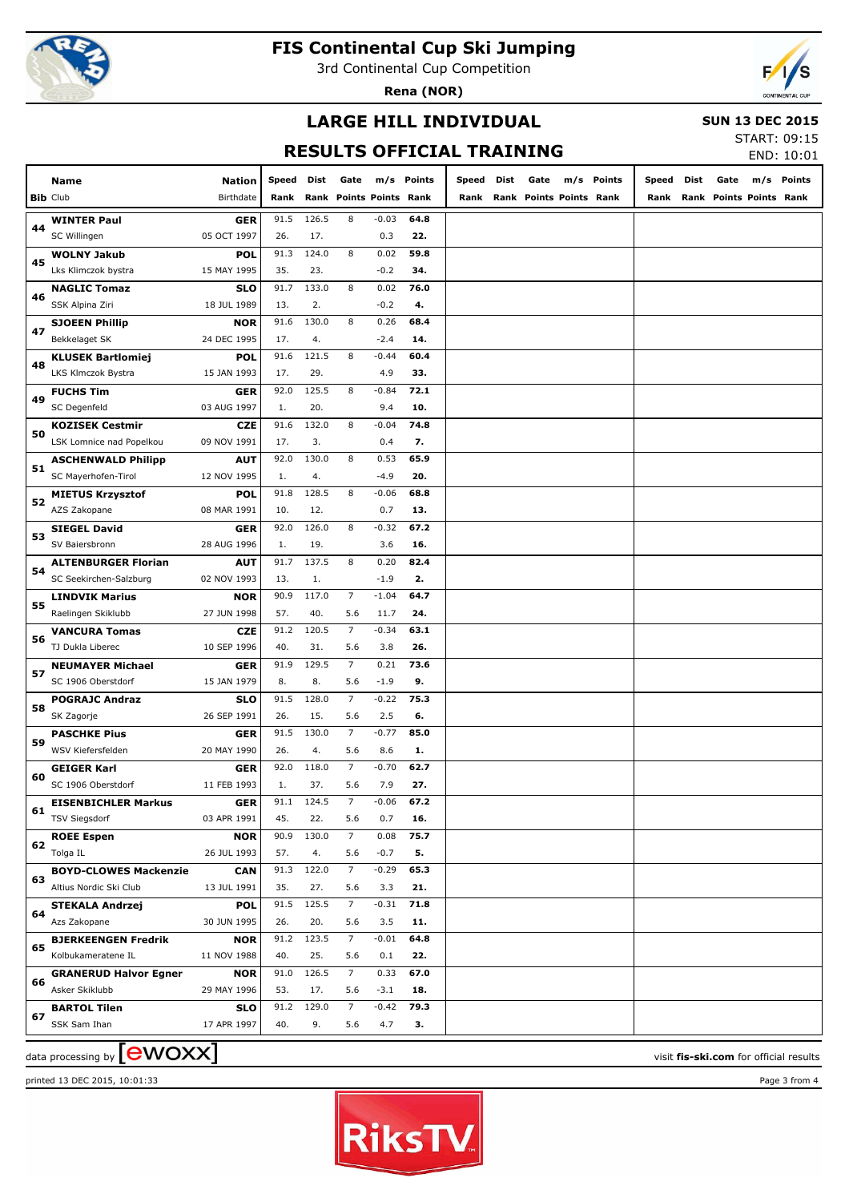# FIS Continental Cup Ski Jumping

3rd Continental Cup Competition

**Rena (NOR)**

## LARGE HILL INDIVIDUAL

**SUN 13 DEC 2015**

## RESULTS OFFICIAL TRAINING

START: 09:15
END: 10:01

| Bib | Name / Club | Nation / Birthdate | Speed / Rank | Dist / Rank | Gate / Points | m/s / Points | Points / Rank | Speed / Rank | Dist / Rank | Gate / Points | m/s / Points | Points / Rank | Speed / Rank | Dist / Rank | Gate / Points | m/s / Points | Points / Rank |
|---|---|---|---|---|---|---|---|---|---|---|---|---|---|---|---|---|---|
| 44 | **WINTER Paul** / SC Willingen | **GER** / 05 OCT 1997 | 91.5 / 26. | 126.5 / 17. | 8 | -0.03 / 0.3 | **64.8** / **22.** | | | | | | | | | | |
| 45 | **WOLNY Jakub** / Lks Klimczok bystra | **POL** / 15 MAY 1995 | 91.3 / 35. | 124.0 / 23. | 8 | 0.02 / -0.2 | **59.8** / **34.** | | | | | | | | | | |
| 46 | **NAGLIC Tomaz** / SSK Alpina Ziri | **SLO** / 18 JUL 1989 | 91.7 / 13. | 133.0 / 2. | 8 | 0.02 / -0.2 | **76.0** / **4.** | | | | | | | | | | |
| 47 | **SJOEEN Phillip** / Bekkelaget SK | **NOR** / 24 DEC 1995 | 91.6 / 17. | 130.0 / 4. | 8 | 0.26 / -2.4 | **68.4** / **14.** | | | | | | | | | | |
| 48 | **KLUSEK Bartlomiej** / LKS Klmczok Bystra | **POL** / 15 JAN 1993 | 91.6 / 17. | 121.5 / 29. | 8 | -0.44 / 4.9 | **60.4** / **33.** | | | | | | | | | | |
| 49 | **FUCHS Tim** / SC Degenfeld | **GER** / 03 AUG 1997 | 92.0 / 1. | 125.5 / 20. | 8 | -0.84 / 9.4 | **72.1** / **10.** | | | | | | | | | | |
| 50 | **KOZISEK Cestmir** / LSK Lomnice nad Popelkou | **CZE** / 09 NOV 1991 | 91.6 / 17. | 132.0 / 3. | 8 | -0.04 / 0.4 | **74.8** / **7.** | | | | | | | | | | |
| 51 | **ASCHENWALD Philipp** / SC Mayerhofen-Tirol | **AUT** / 12 NOV 1995 | 92.0 / 1. | 130.0 / 4. | 8 | 0.53 / -4.9 | **65.9** / **20.** | | | | | | | | | | |
| 52 | **MIETUS Krzysztof** / AZS Zakopane | **POL** / 08 MAR 1991 | 91.8 / 10. | 128.5 / 12. | 8 | -0.06 / 0.7 | **68.8** / **13.** | | | | | | | | | | |
| 53 | **SIEGEL David** / SV Baiersbronn | **GER** / 28 AUG 1996 | 92.0 / 1. | 126.0 / 19. | 8 | -0.32 / 3.6 | **67.2** / **16.** | | | | | | | | | | |
| 54 | **ALTENBURGER Florian** / SC Seekirchen-Salzburg | **AUT** / 02 NOV 1993 | 91.7 / 13. | 137.5 / 1. | 8 | 0.20 / -1.9 | **82.4** / **2.** | | | | | | | | | | |
| 55 | **LINDVIK Marius** / Raelingen Skiklubb | **NOR** / 27 JUN 1998 | 90.9 / 57. | 117.0 / 40. | 7 / 5.6 | -1.04 / 11.7 | **64.7** / **24.** | | | | | | | | | | |
| 56 | **VANCURA Tomas** / TJ Dukla Liberec | **CZE** / 10 SEP 1996 | 91.2 / 40. | 120.5 / 31. | 7 / 5.6 | -0.34 / 3.8 | **63.1** / **26.** | | | | | | | | | | |
| 57 | **NEUMAYER Michael** / SC 1906 Oberstdorf | **GER** / 15 JAN 1979 | 91.9 / 8. | 129.5 / 8. | 7 / 5.6 | 0.21 / -1.9 | **73.6** / **9.** | | | | | | | | | | |
| 58 | **POGRAJC Andraz** / SK Zagorje | **SLO** / 26 SEP 1991 | 91.5 / 26. | 128.0 / 15. | 7 / 5.6 | -0.22 / 2.5 | **75.3** / **6.** | | | | | | | | | | |
| 59 | **PASCHKE Pius** / WSV Kiefersfelden | **GER** / 20 MAY 1990 | 91.5 / 26. | 130.0 / 4. | 7 / 5.6 | -0.77 / 8.6 | **85.0** / **1.** | | | | | | | | | | |
| 60 | **GEIGER Karl** / SC 1906 Oberstdorf | **GER** / 11 FEB 1993 | 92.0 / 1. | 118.0 / 37. | 7 / 5.6 | -0.70 / 7.9 | **62.7** / **27.** | | | | | | | | | | |
| 61 | **EISENBICHLER Markus** / TSV Siegsdorf | **GER** / 03 APR 1991 | 91.1 / 45. | 124.5 / 22. | 7 / 5.6 | -0.06 / 0.7 | **67.2** / **16.** | | | | | | | | | | |
| 62 | **ROEE Espen** / Tolga IL | **NOR** / 26 JUL 1993 | 90.9 / 57. | 130.0 / 4. | 7 / 5.6 | 0.08 / -0.7 | **75.7** / **5.** | | | | | | | | | | |
| 63 | **BOYD-CLOWES Mackenzie** / Altius Nordic Ski Club | **CAN** / 13 JUL 1991 | 91.3 / 35. | 122.0 / 27. | 7 / 5.6 | -0.29 / 3.3 | **65.3** / **21.** | | | | | | | | | | |
| 64 | **STEKALA Andrzej** / Azs Zakopane | **POL** / 30 JUN 1995 | 91.5 / 26. | 125.5 / 20. | 7 / 5.6 | -0.31 / 3.5 | **71.8** / **11.** | | | | | | | | | | |
| 65 | **BJERKEENGEN Fredrik** / Kolbukameratene IL | **NOR** / 11 NOV 1988 | 91.2 / 40. | 123.5 / 25. | 7 / 5.6 | -0.01 / 0.1 | **64.8** / **22.** | | | | | | | | | | |
| 66 | **GRANERUD Halvor Egner** / Asker Skiklubb | **NOR** / 29 MAY 1996 | 91.0 / 53. | 126.5 / 17. | 7 / 5.6 | 0.33 / -3.1 | **67.0** / **18.** | | | | | | | | | | |
| 67 | **BARTOL Tilen** / SSK Sam Ihan | **SLO** / 17 APR 1997 | 91.2 / 40. | 129.0 / 9. | 7 / 5.6 | -0.42 / 4.7 | **79.3** / **3.** | | | | | | | | | | |

data processing by ewoxx — visit **fis-ski.com** for official results

printed 13 DEC 2015, 10:01:33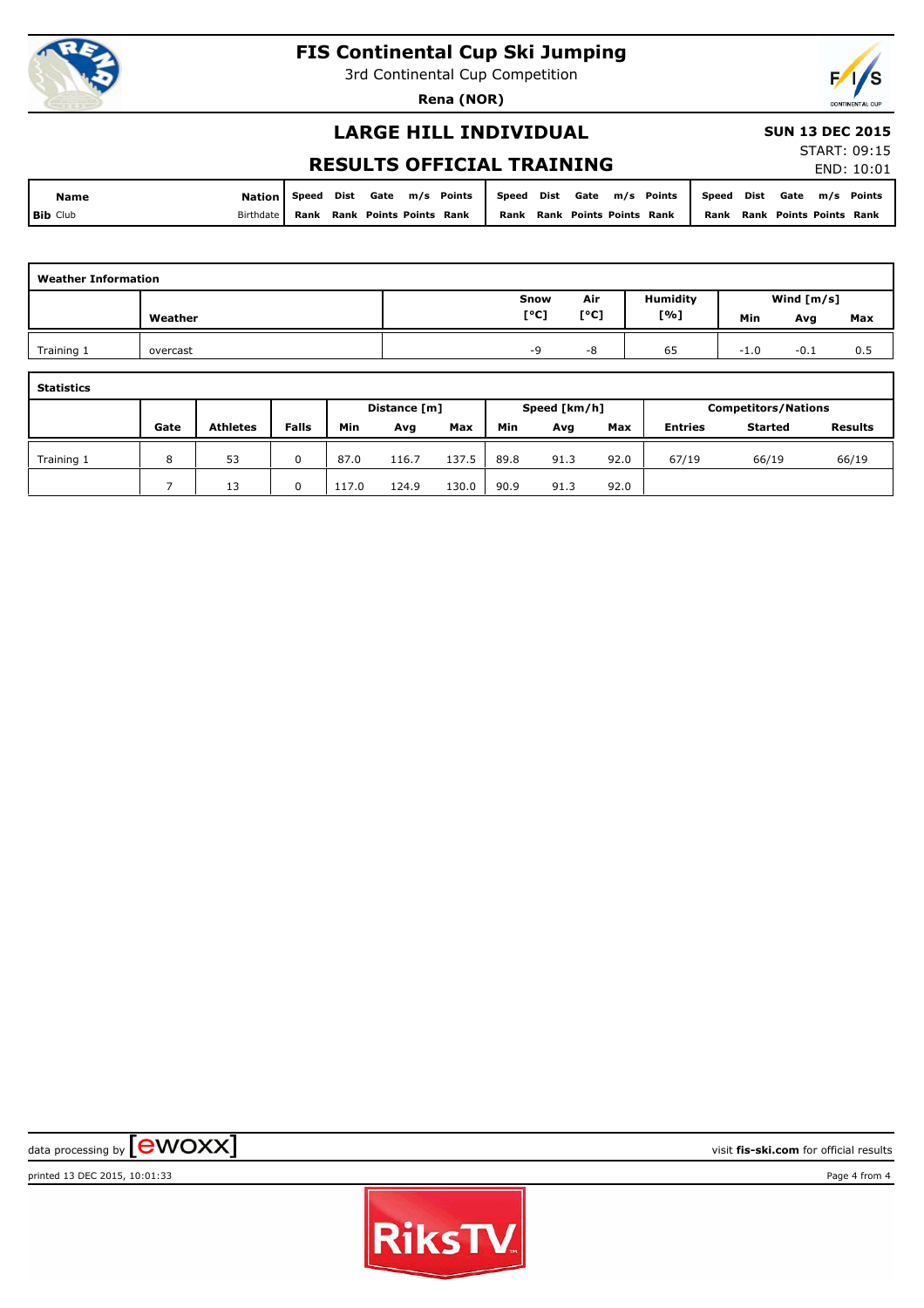# FIS Continental Cup Ski Jumping

3rd Continental Cup Competition

**Rena (NOR)**

## LARGE HILL INDIVIDUAL

**SUN 13 DEC 2015**

START: 09:15

END: 10:01

## RESULTS OFFICIAL TRAINING

| Name | Nation | Speed | Dist | Gate | m/s | Points | Speed | Dist | Gate | m/s | Points | Speed | Dist | Gate | m/s | Points |
|---|---|---|---|---|---|---|---|---|---|---|---|---|---|---|---|---|
| **Bib** Club | Birthdate | Rank | Rank | Points | Points | Rank | Rank | Rank | Points | Points | Rank | Rank | Rank | Points | Points | Rank |

**Weather Information**

| | Weather | Snow [°C] | Air [°C] | Humidity [%] | Wind [m/s] Min | Avg | Max |
|---|---|---|---|---|---|---|---|
| Training 1 | overcast | -9 | -8 | 65 | -1.0 | -0.1 | 0.5 |

**Statistics**

| | Gate | Athletes | Falls | Distance [m] Min | Avg | Max | Speed [km/h] Min | Avg | Max | Competitors/Nations Entries | Started | Results |
|---|---|---|---|---|---|---|---|---|---|---|---|---|
| Training 1 | 8 | 53 | 0 | 87.0 | 116.7 | 137.5 | 89.8 | 91.3 | 92.0 | 67/19 | 66/19 | 66/19 |
| | 7 | 13 | 0 | 117.0 | 124.9 | 130.0 | 90.9 | 91.3 | 92.0 | | | |

data processing by [ewoxx]

visit **fis-ski.com** for official results

printed 13 DEC 2015, 10:01:33